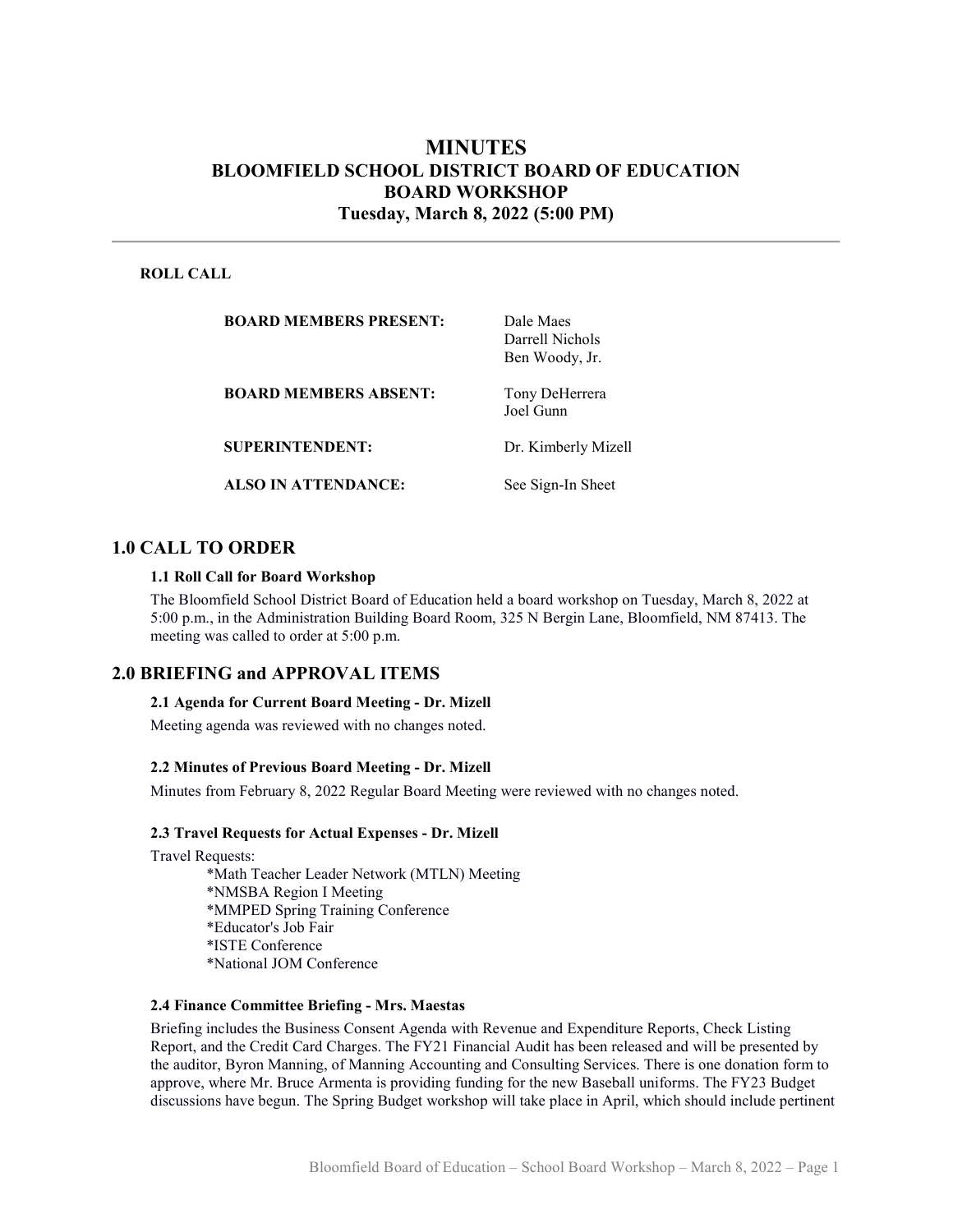# MINUTES
## BLOOMFIELD SCHOOL DISTRICT BOARD OF EDUCATION
## BOARD WORKSHOP
## Tuesday, March 8, 2022 (5:00 PM)

---

**ROLL CALL**

| | |
|---|---|
| **BOARD MEMBERS PRESENT:** | Dale Maes<br>Darrell Nichols<br>Ben Woody, Jr. |
| **BOARD MEMBERS ABSENT:** | Tony DeHerrera<br>Joel Gunn |
| **SUPERINTENDENT:** | Dr. Kimberly Mizell |
| **ALSO IN ATTENDANCE:** | See Sign-In Sheet |

## 1.0 CALL TO ORDER

### 1.1 Roll Call for Board Workshop

The Bloomfield School District Board of Education held a board workshop on Tuesday, March 8, 2022 at 5:00 p.m., in the Administration Building Board Room, 325 N Bergin Lane, Bloomfield, NM 87413. The meeting was called to order at 5:00 p.m.

## 2.0 BRIEFING and APPROVAL ITEMS

### 2.1 Agenda for Current Board Meeting - Dr. Mizell

Meeting agenda was reviewed with no changes noted.

### 2.2 Minutes of Previous Board Meeting - Dr. Mizell

Minutes from February 8, 2022 Regular Board Meeting were reviewed with no changes noted.

### 2.3 Travel Requests for Actual Expenses - Dr. Mizell

Travel Requests:

*Math Teacher Leader Network (MTLN) Meeting
*NMSBA Region I Meeting
*MMPED Spring Training Conference
*Educator's Job Fair
*ISTE Conference
*National JOM Conference

### 2.4 Finance Committee Briefing - Mrs. Maestas

Briefing includes the Business Consent Agenda with Revenue and Expenditure Reports, Check Listing Report, and the Credit Card Charges. The FY21 Financial Audit has been released and will be presented by the auditor, Byron Manning, of Manning Accounting and Consulting Services. There is one donation form to approve, where Mr. Bruce Armenta is providing funding for the new Baseball uniforms. The FY23 Budget discussions have begun. The Spring Budget workshop will take place in April, which should include pertinent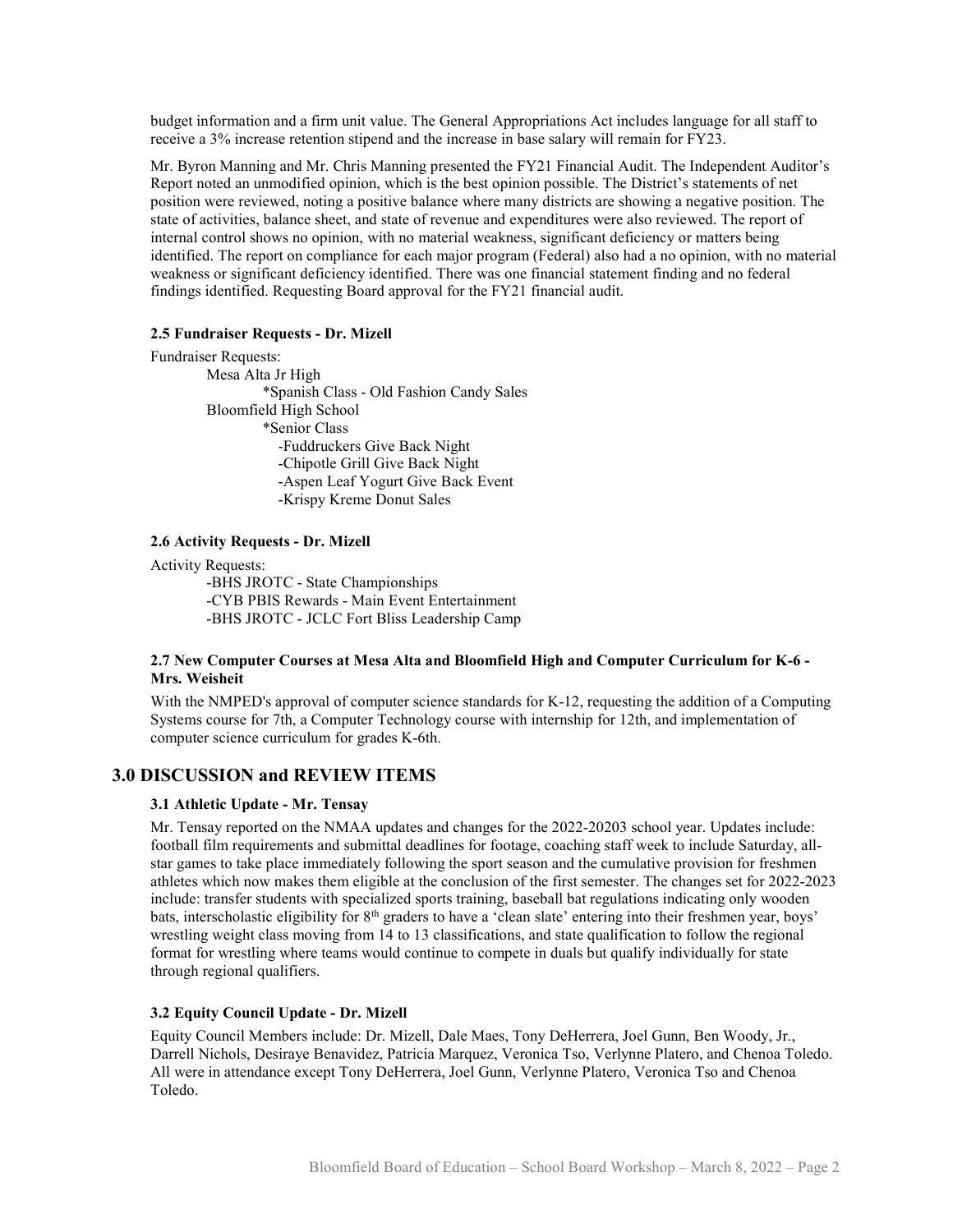budget information and a firm unit value. The General Appropriations Act includes language for all staff to receive a 3% increase retention stipend and the increase in base salary will remain for FY23.

Mr. Byron Manning and Mr. Chris Manning presented the FY21 Financial Audit. The Independent Auditor's Report noted an unmodified opinion, which is the best opinion possible. The District's statements of net position were reviewed, noting a positive balance where many districts are showing a negative position. The state of activities, balance sheet, and state of revenue and expenditures were also reviewed. The report of internal control shows no opinion, with no material weakness, significant deficiency or matters being identified. The report on compliance for each major program (Federal) also had a no opinion, with no material weakness or significant deficiency identified. There was one financial statement finding and no federal findings identified. Requesting Board approval for the FY21 financial audit.

#### 2.5 Fundraiser Requests - Dr. Mizell

Fundraiser Requests:

Mesa Alta Jr High
*Spanish Class - Old Fashion Candy Sales
Bloomfield High School
*Senior Class
-Fuddruckers Give Back Night
-Chipotle Grill Give Back Night
-Aspen Leaf Yogurt Give Back Event
-Krispy Kreme Donut Sales

#### 2.6 Activity Requests - Dr. Mizell

Activity Requests:

-BHS JROTC - State Championships
-CYB PBIS Rewards - Main Event Entertainment
-BHS JROTC - JCLC Fort Bliss Leadership Camp

#### 2.7 New Computer Courses at Mesa Alta and Bloomfield High and Computer Curriculum for K-6 - Mrs. Weisheit

With the NMPED's approval of computer science standards for K-12, requesting the addition of a Computing Systems course for 7th, a Computer Technology course with internship for 12th, and implementation of computer science curriculum for grades K-6th.

## 3.0 DISCUSSION and REVIEW ITEMS

#### 3.1 Athletic Update - Mr. Tensay

Mr. Tensay reported on the NMAA updates and changes for the 2022-20203 school year. Updates include: football film requirements and submittal deadlines for footage, coaching staff week to include Saturday, all-star games to take place immediately following the sport season and the cumulative provision for freshmen athletes which now makes them eligible at the conclusion of the first semester. The changes set for 2022-2023 include: transfer students with specialized sports training, baseball bat regulations indicating only wooden bats, interscholastic eligibility for 8th graders to have a 'clean slate' entering into their freshmen year, boys' wrestling weight class moving from 14 to 13 classifications, and state qualification to follow the regional format for wrestling where teams would continue to compete in duals but qualify individually for state through regional qualifiers.

#### 3.2 Equity Council Update - Dr. Mizell

Equity Council Members include: Dr. Mizell, Dale Maes, Tony DeHerrera, Joel Gunn, Ben Woody, Jr., Darrell Nichols, Desiraye Benavidez, Patricia Marquez, Veronica Tso, Verlynne Platero, and Chenoa Toledo. All were in attendance except Tony DeHerrera, Joel Gunn, Verlynne Platero, Veronica Tso and Chenoa Toledo.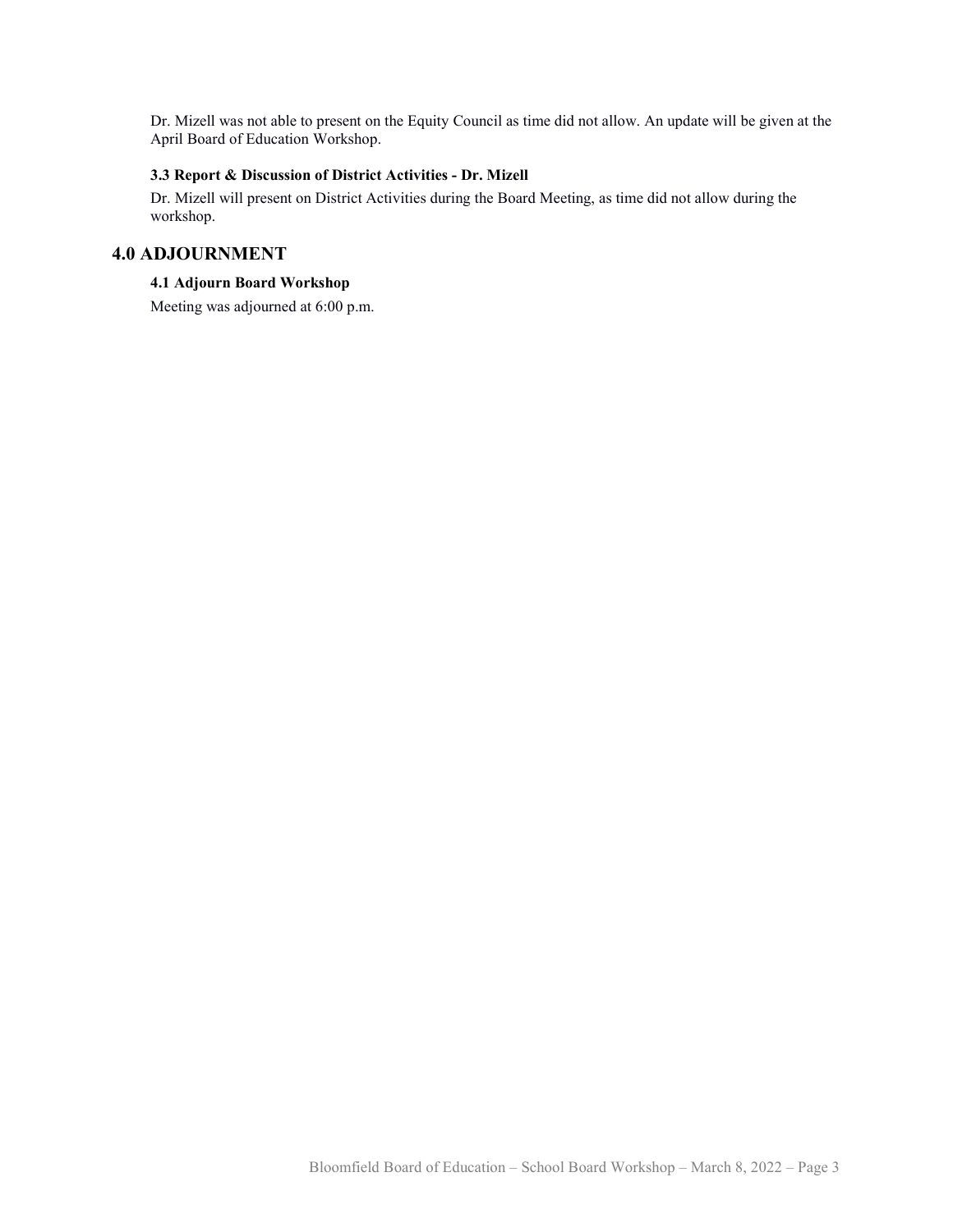Dr. Mizell was not able to present on the Equity Council as time did not allow. An update will be given at the April Board of Education Workshop.

### 3.3 Report & Discussion of District Activities - Dr. Mizell

Dr. Mizell will present on District Activities during the Board Meeting, as time did not allow during the workshop.

## 4.0 ADJOURNMENT

### 4.1 Adjourn Board Workshop

Meeting was adjourned at 6:00 p.m.